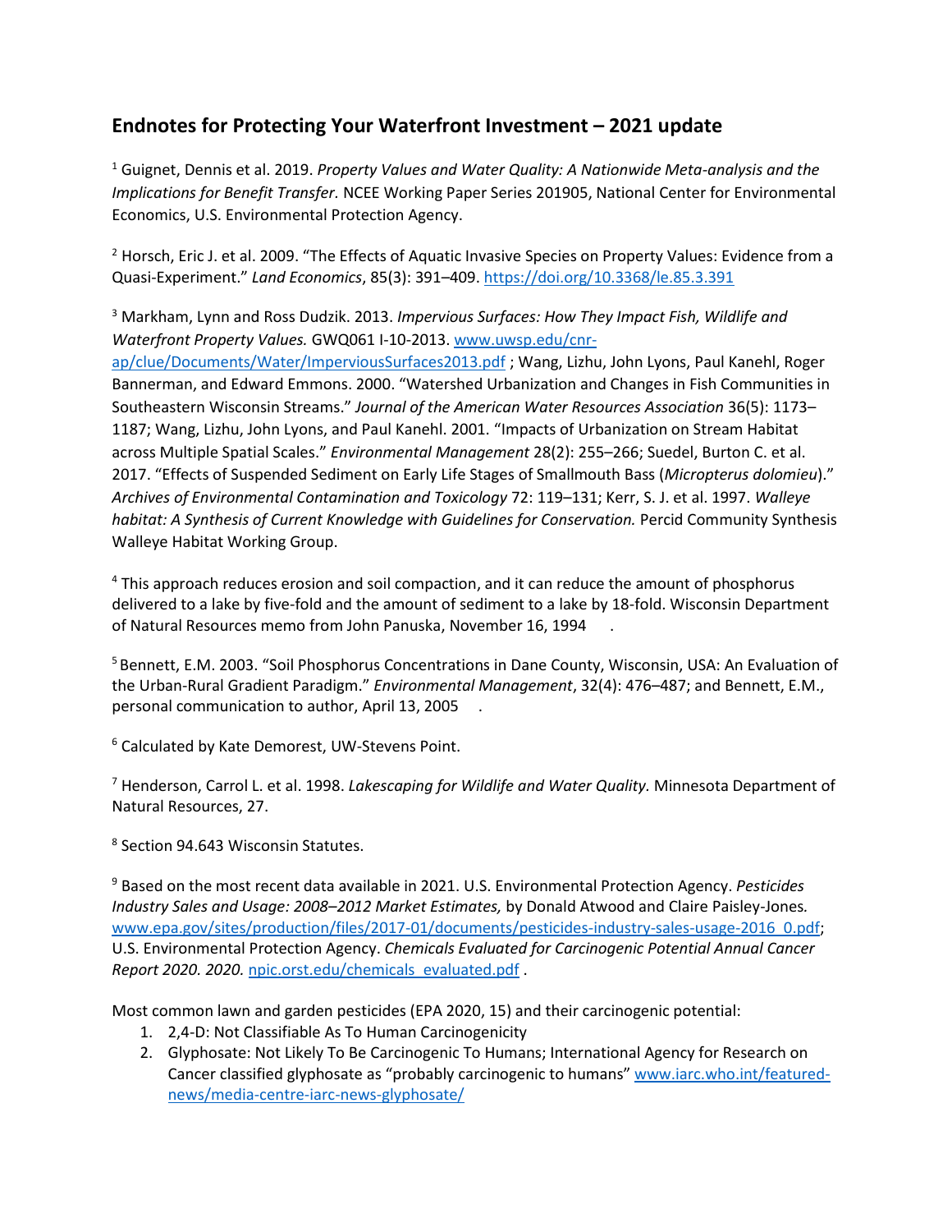## Endnotes for Protecting Your Waterfront Investment – 2021 update

[1] Guignet, Dennis et al. 2019. *Property Values and Water Quality: A Nationwide Meta-analysis and the Implications for Benefit Transfer.* NCEE Working Paper Series 201905, National Center for Environmental Economics, U.S. Environmental Protection Agency.

[2] Horsch, Eric J. et al. 2009. "The Effects of Aquatic Invasive Species on Property Values: Evidence from a Quasi-Experiment." *Land Economics*, 85(3): 391–409. https://doi.org/10.3368/le.85.3.391

[3] Markham, Lynn and Ross Dudzik. 2013. *Impervious Surfaces: How They Impact Fish, Wildlife and Waterfront Property Values.* GWQ061 I-10-2013. www.uwsp.edu/cnr-ap/clue/Documents/Water/ImperviousSurfaces2013.pdf ; Wang, Lizhu, John Lyons, Paul Kanehl, Roger Bannerman, and Edward Emmons. 2000. "Watershed Urbanization and Changes in Fish Communities in Southeastern Wisconsin Streams." *Journal of the American Water Resources Association* 36(5): 1173–1187; Wang, Lizhu, John Lyons, and Paul Kanehl. 2001. "Impacts of Urbanization on Stream Habitat across Multiple Spatial Scales." *Environmental Management* 28(2): 255–266; Suedel, Burton C. et al. 2017. "Effects of Suspended Sediment on Early Life Stages of Smallmouth Bass (*Micropterus dolomieu*)." *Archives of Environmental Contamination and Toxicology* 72: 119–131; Kerr, S. J. et al. 1997. *Walleye habitat: A Synthesis of Current Knowledge with Guidelines for Conservation.* Percid Community Synthesis Walleye Habitat Working Group.

[4] This approach reduces erosion and soil compaction, and it can reduce the amount of phosphorus delivered to a lake by five-fold and the amount of sediment to a lake by 18-fold. Wisconsin Department of Natural Resources memo from John Panuska, November 16, 1994 .

[5] Bennett, E.M. 2003. "Soil Phosphorus Concentrations in Dane County, Wisconsin, USA: An Evaluation of the Urban-Rural Gradient Paradigm." *Environmental Management*, 32(4): 476–487; and Bennett, E.M., personal communication to author, April 13, 2005 .

[6] Calculated by Kate Demorest, UW-Stevens Point.

[7] Henderson, Carrol L. et al. 1998. *Lakescaping for Wildlife and Water Quality.* Minnesota Department of Natural Resources, 27.

[8] Section 94.643 Wisconsin Statutes.

[9] Based on the most recent data available in 2021. U.S. Environmental Protection Agency. *Pesticides Industry Sales and Usage: 2008–2012 Market Estimates,* by Donald Atwood and Claire Paisley-Jones. www.epa.gov/sites/production/files/2017-01/documents/pesticides-industry-sales-usage-2016_0.pdf; U.S. Environmental Protection Agency. *Chemicals Evaluated for Carcinogenic Potential Annual Cancer Report 2020. 2020.* npic.orst.edu/chemicals_evaluated.pdf .

Most common lawn and garden pesticides (EPA 2020, 15) and their carcinogenic potential:

1. 2,4-D: Not Classifiable As To Human Carcinogenicity
2. Glyphosate: Not Likely To Be Carcinogenic To Humans; International Agency for Research on Cancer classified glyphosate as "probably carcinogenic to humans" www.iarc.who.int/featured-news/media-centre-iarc-news-glyphosate/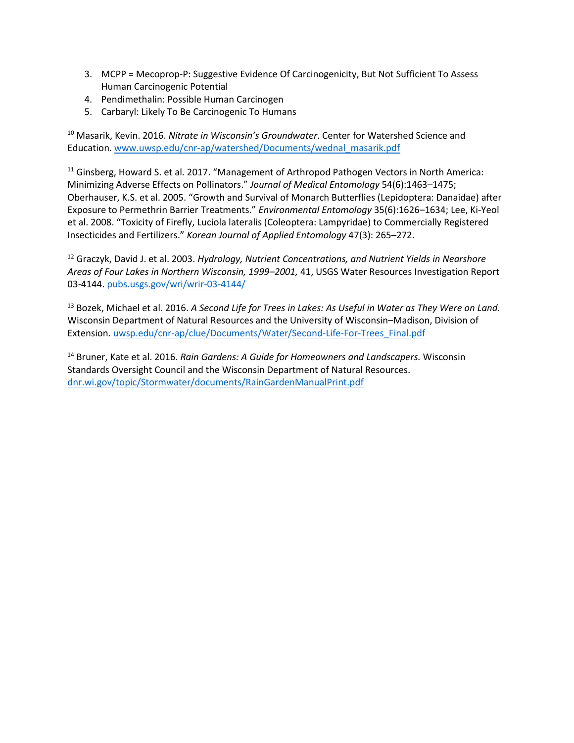3. MCPP = Mecoprop-P: Suggestive Evidence Of Carcinogenicity, But Not Sufficient To Assess Human Carcinogenic Potential
4. Pendimethalin: Possible Human Carcinogen
5. Carbaryl: Likely To Be Carcinogenic To Humans

[10] Masarik, Kevin. 2016. *Nitrate in Wisconsin's Groundwater*. Center for Watershed Science and Education. www.uwsp.edu/cnr-ap/watershed/Documents/wednal_masarik.pdf

[11] Ginsberg, Howard S. et al. 2017. "Management of Arthropod Pathogen Vectors in North America: Minimizing Adverse Effects on Pollinators." *Journal of Medical Entomology* 54(6):1463–1475; Oberhauser, K.S. et al. 2005. "Growth and Survival of Monarch Butterflies (Lepidoptera: Danaidae) after Exposure to Permethrin Barrier Treatments." *Environmental Entomology* 35(6):1626–1634; Lee, Ki-Yeol et al. 2008. "Toxicity of Firefly, Luciola lateralis (Coleoptera: Lampyridae) to Commercially Registered Insecticides and Fertilizers." *Korean Journal of Applied Entomology* 47(3): 265–272.

[12] Graczyk, David J. et al. 2003. *Hydrology, Nutrient Concentrations, and Nutrient Yields in Nearshore Areas of Four Lakes in Northern Wisconsin, 1999–2001,* 41, USGS Water Resources Investigation Report 03-4144. pubs.usgs.gov/wri/wrir-03-4144/

[13] Bozek, Michael et al. 2016. *A Second Life for Trees in Lakes: As Useful in Water as They Were on Land.* Wisconsin Department of Natural Resources and the University of Wisconsin–Madison, Division of Extension. uwsp.edu/cnr-ap/clue/Documents/Water/Second-Life-For-Trees_Final.pdf

[14] Bruner, Kate et al. 2016. *Rain Gardens: A Guide for Homeowners and Landscapers.* Wisconsin Standards Oversight Council and the Wisconsin Department of Natural Resources. dnr.wi.gov/topic/Stormwater/documents/RainGardenManualPrint.pdf